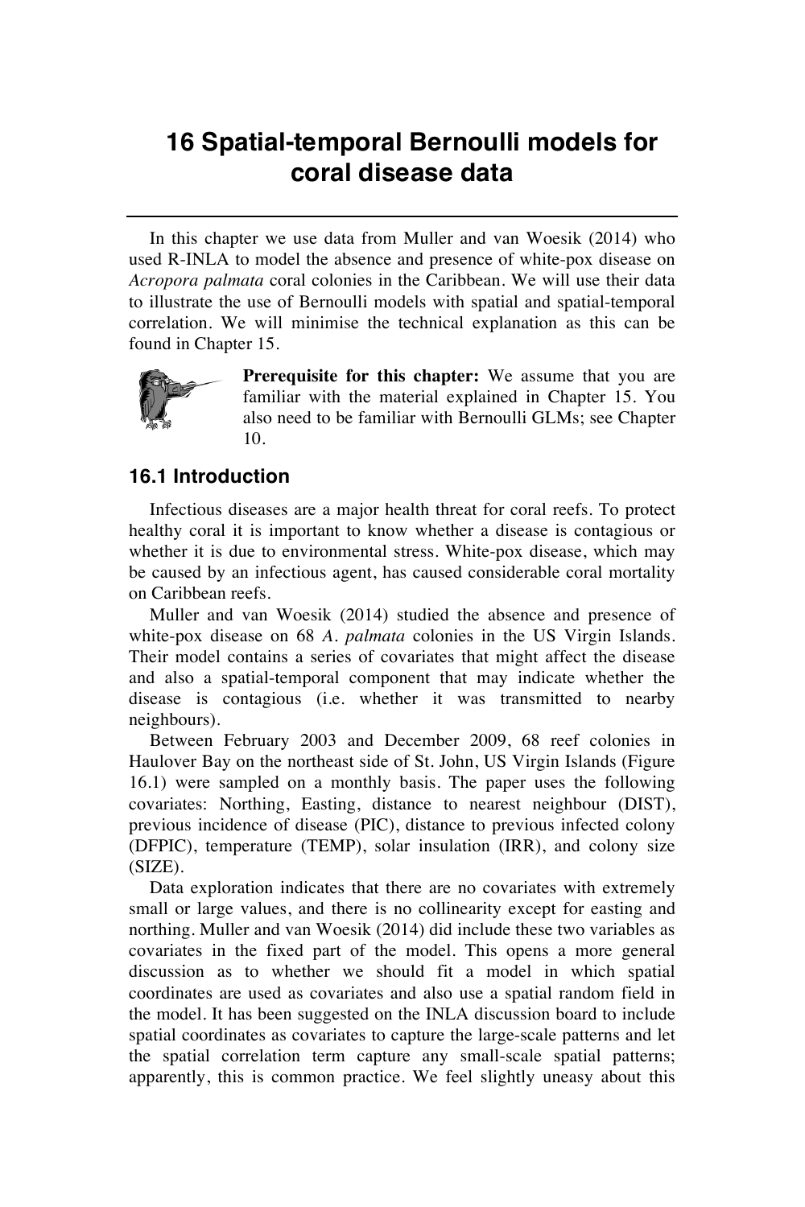# 16 Spatial-temporal Bernoulli models for coral disease data

In this chapter we use data from Muller and van Woesik (2014) who used R-INLA to model the absence and presence of white-pox disease on *Acropora palmata* coral colonies in the Caribbean. We will use their data to illustrate the use of Bernoulli models with spatial and spatial-temporal correlation. We will minimise the technical explanation as this can be found in Chapter 15.

**Prerequisite for this chapter:** We assume that you are familiar with the material explained in Chapter 15. You also need to be familiar with Bernoulli GLMs; see Chapter 10.

## 16.1 Introduction

Infectious diseases are a major health threat for coral reefs. To protect healthy coral it is important to know whether a disease is contagious or whether it is due to environmental stress. White-pox disease, which may be caused by an infectious agent, has caused considerable coral mortality on Caribbean reefs.

Muller and van Woesik (2014) studied the absence and presence of white-pox disease on 68 *A. palmata* colonies in the US Virgin Islands. Their model contains a series of covariates that might affect the disease and also a spatial-temporal component that may indicate whether the disease is contagious (i.e. whether it was transmitted to nearby neighbours).

Between February 2003 and December 2009, 68 reef colonies in Haulover Bay on the northeast side of St. John, US Virgin Islands (Figure 16.1) were sampled on a monthly basis. The paper uses the following covariates: Northing, Easting, distance to nearest neighbour (DIST), previous incidence of disease (PIC), distance to previous infected colony (DFPIC), temperature (TEMP), solar insulation (IRR), and colony size (SIZE).

Data exploration indicates that there are no covariates with extremely small or large values, and there is no collinearity except for easting and northing. Muller and van Woesik (2014) did include these two variables as covariates in the fixed part of the model. This opens a more general discussion as to whether we should fit a model in which spatial coordinates are used as covariates and also use a spatial random field in the model. It has been suggested on the INLA discussion board to include spatial coordinates as covariates to capture the large-scale patterns and let the spatial correlation term capture any small-scale spatial patterns; apparently, this is common practice. We feel slightly uneasy about this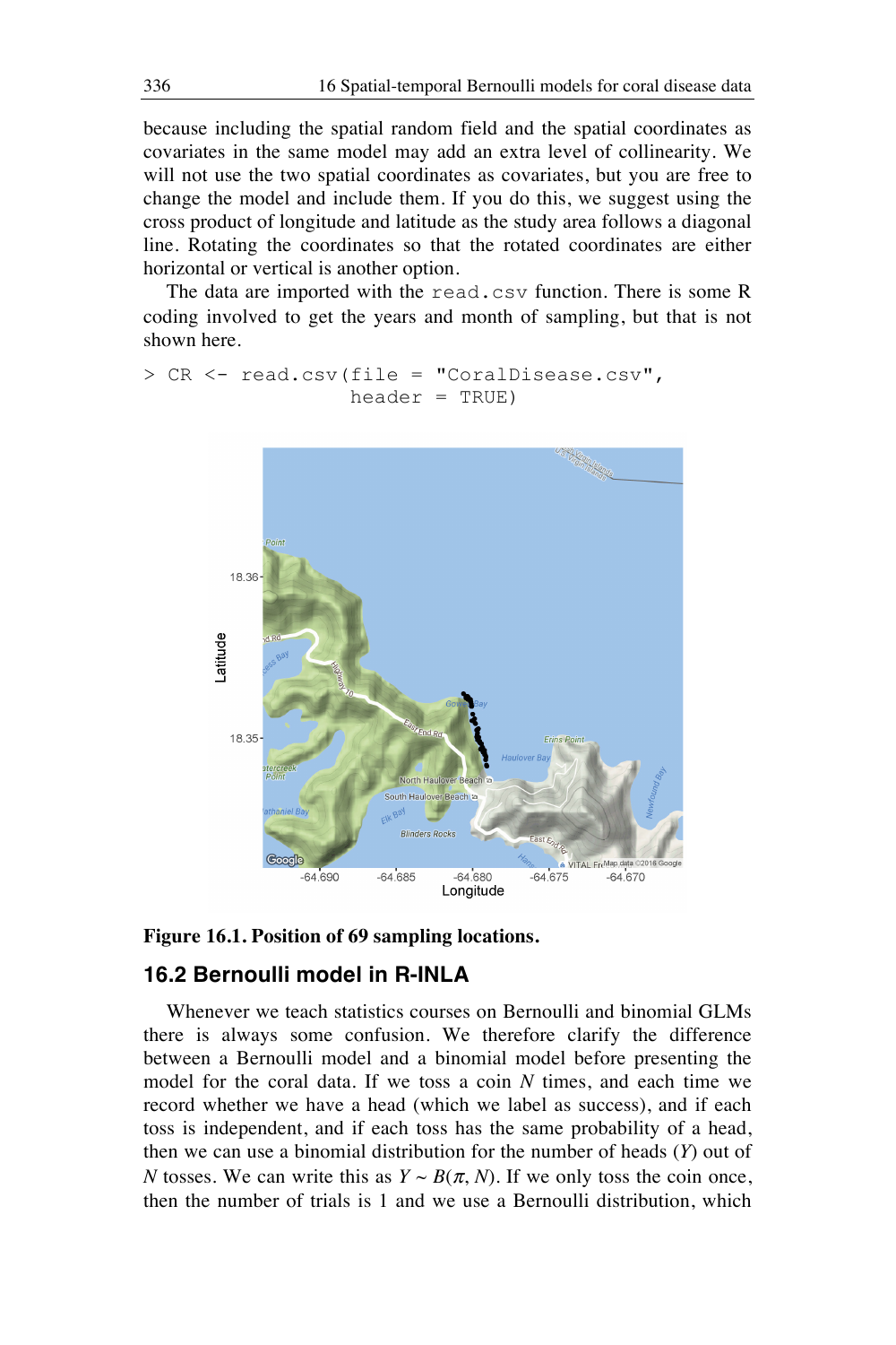because including the spatial random field and the spatial coordinates as covariates in the same model may add an extra level of collinearity. We will not use the two spatial coordinates as covariates, but you are free to change the model and include them. If you do this, we suggest using the cross product of longitude and latitude as the study area follows a diagonal line. Rotating the coordinates so that the rotated coordinates are either horizontal or vertical is another option.

The data are imported with the `read.csv` function. There is some R coding involved to get the years and month of sampling, but that is not shown here.

```
> CR <- read.csv(file = "CoralDisease.csv",
                 header = TRUE)
```

18.36
18.35
Latitude
-64.690
-64.685
-64.680
-64.675
-64.670
Longitude

**Figure 16.1. Position of 69 sampling locations.**

## 16.2 Bernoulli model in R-INLA

Whenever we teach statistics courses on Bernoulli and binomial GLMs there is always some confusion. We therefore clarify the difference between a Bernoulli model and a binomial model before presenting the model for the coral data. If we toss a coin $N$ times, and each time we record whether we have a head (which we label as success), and if each toss is independent, and if each toss has the same probability of a head, then we can use a binomial distribution for the number of heads ($Y$) out of $N$ tosses. We can write this as $Y \sim B(\pi, N)$. If we only toss the coin once, then the number of trials is 1 and we use a Bernoulli distribution, which